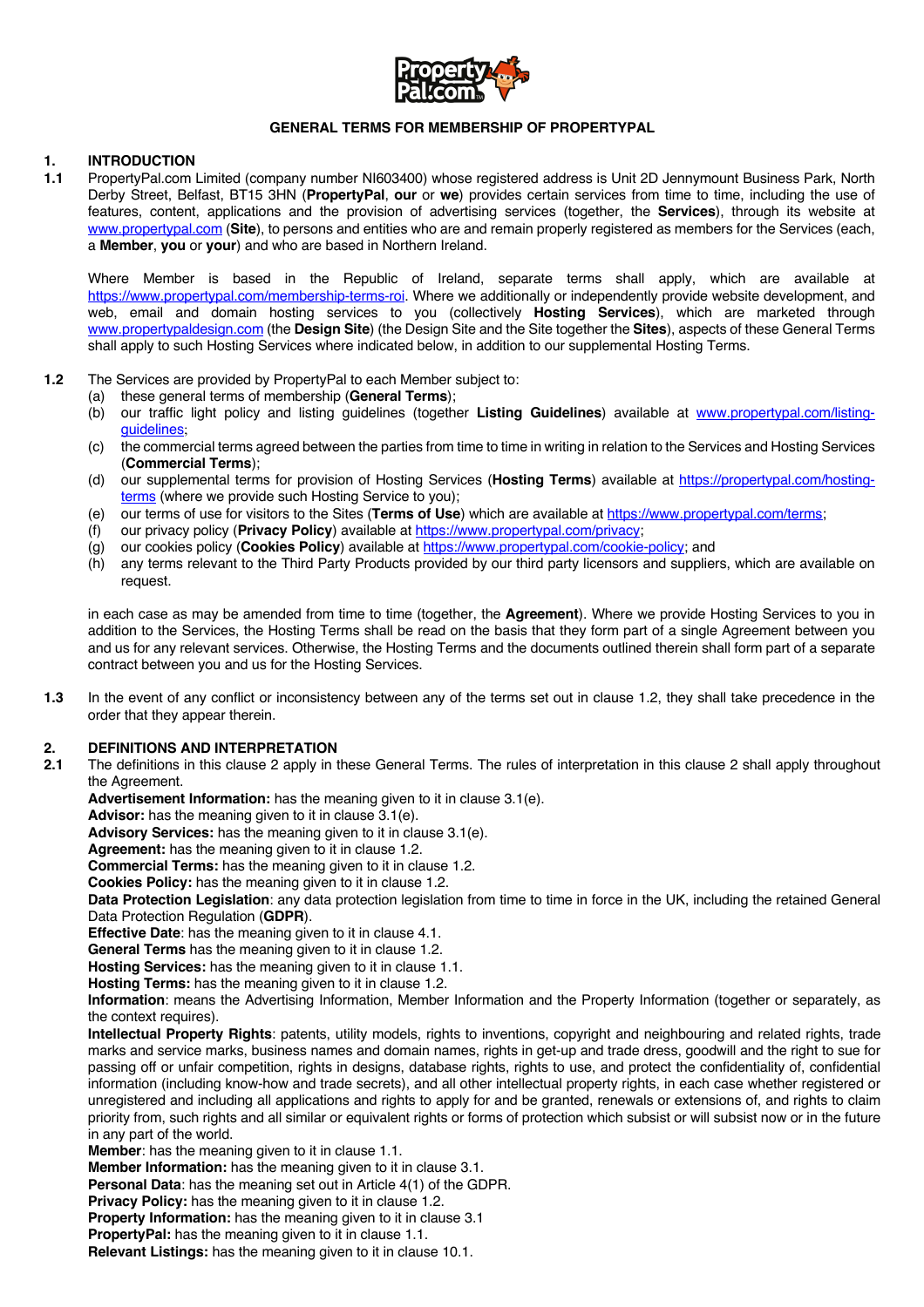# GENERAL TERMS FOR MEMBERSHIP OF PROPERTYPAL

## 1. INTRODUCTION

**1.1** PropertyPal.com Limited (company number NI603400) whose registered address is Unit 2D Jennymount Business Park, North Derby Street, Belfast, BT15 3HN (**PropertyPal**, **our** or **we**) provides certain services from time to time, including the use of features, content, applications and the provision of advertising services (together, the **Services**), through its website at www.propertypal.com (**Site**), to persons and entities who are and remain properly registered as members for the Services (each, a **Member**, **you** or **your**) and who are based in Northern Ireland.

Where Member is based in the Republic of Ireland, separate terms shall apply, which are available at https://www.propertypal.com/membership-terms-roi. Where we additionally or independently provide website development, and web, email and domain hosting services to you (collectively **Hosting Services**), which are marketed through www.propertypaldesign.com (the **Design Site**) (the Design Site and the Site together the **Sites**), aspects of these General Terms shall apply to such Hosting Services where indicated below, in addition to our supplemental Hosting Terms.

**1.2** The Services are provided by PropertyPal to each Member subject to:

(a) these general terms of membership (**General Terms**);

(b) our traffic light policy and listing guidelines (together **Listing Guidelines**) available at www.propertypal.com/listing-guidelines;

(c) the commercial terms agreed between the parties from time to time in writing in relation to the Services and Hosting Services (**Commercial Terms**);

(d) our supplemental terms for provision of Hosting Services (**Hosting Terms**) available at https://propertypal.com/hosting-terms (where we provide such Hosting Service to you);

(e) our terms of use for visitors to the Sites (**Terms of Use**) which are available at https://www.propertypal.com/terms;

(f) our privacy policy (**Privacy Policy**) available at https://www.propertypal.com/privacy;

(g) our cookies policy (**Cookies Policy**) available at https://www.propertypal.com/cookie-policy; and

(h) any terms relevant to the Third Party Products provided by our third party licensors and suppliers, which are available on request.

in each case as may be amended from time to time (together, the **Agreement**). Where we provide Hosting Services to you in addition to the Services, the Hosting Terms shall be read on the basis that they form part of a single Agreement between you and us for any relevant services. Otherwise, the Hosting Terms and the documents outlined therein shall form part of a separate contract between you and us for the Hosting Services.

**1.3** In the event of any conflict or inconsistency between any of the terms set out in clause 1.2, they shall take precedence in the order that they appear therein.

## 2. DEFINITIONS AND INTERPRETATION

**2.1** The definitions in this clause 2 apply in these General Terms. The rules of interpretation in this clause 2 shall apply throughout the Agreement.

**Advertisement Information:** has the meaning given to it in clause 3.1(e).

**Advisor:** has the meaning given to it in clause 3.1(e).

**Advisory Services:** has the meaning given to it in clause 3.1(e).

**Agreement:** has the meaning given to it in clause 1.2.

**Commercial Terms:** has the meaning given to it in clause 1.2.

**Cookies Policy:** has the meaning given to it in clause 1.2.

**Data Protection Legislation**: any data protection legislation from time to time in force in the UK, including the retained General Data Protection Regulation (**GDPR**).

**Effective Date**: has the meaning given to it in clause 4.1.

**General Terms** has the meaning given to it in clause 1.2.

**Hosting Services:** has the meaning given to it in clause 1.1.

**Hosting Terms:** has the meaning given to it in clause 1.2.

**Information**: means the Advertising Information, Member Information and the Property Information (together or separately, as the context requires).

**Intellectual Property Rights**: patents, utility models, rights to inventions, copyright and neighbouring and related rights, trade marks and service marks, business names and domain names, rights in get-up and trade dress, goodwill and the right to sue for passing off or unfair competition, rights in designs, database rights, rights to use, and protect the confidentiality of, confidential information (including know-how and trade secrets), and all other intellectual property rights, in each case whether registered or unregistered and including all applications and rights to apply for and be granted, renewals or extensions of, and rights to claim priority from, such rights and all similar or equivalent rights or forms of protection which subsist or will subsist now or in the future in any part of the world.

**Member**: has the meaning given to it in clause 1.1.

**Member Information:** has the meaning given to it in clause 3.1.

**Personal Data**: has the meaning set out in Article 4(1) of the GDPR.

**Privacy Policy:** has the meaning given to it in clause 1.2.

**Property Information:** has the meaning given to it in clause 3.1

**PropertyPal:** has the meaning given to it in clause 1.1.

**Relevant Listings:** has the meaning given to it in clause 10.1.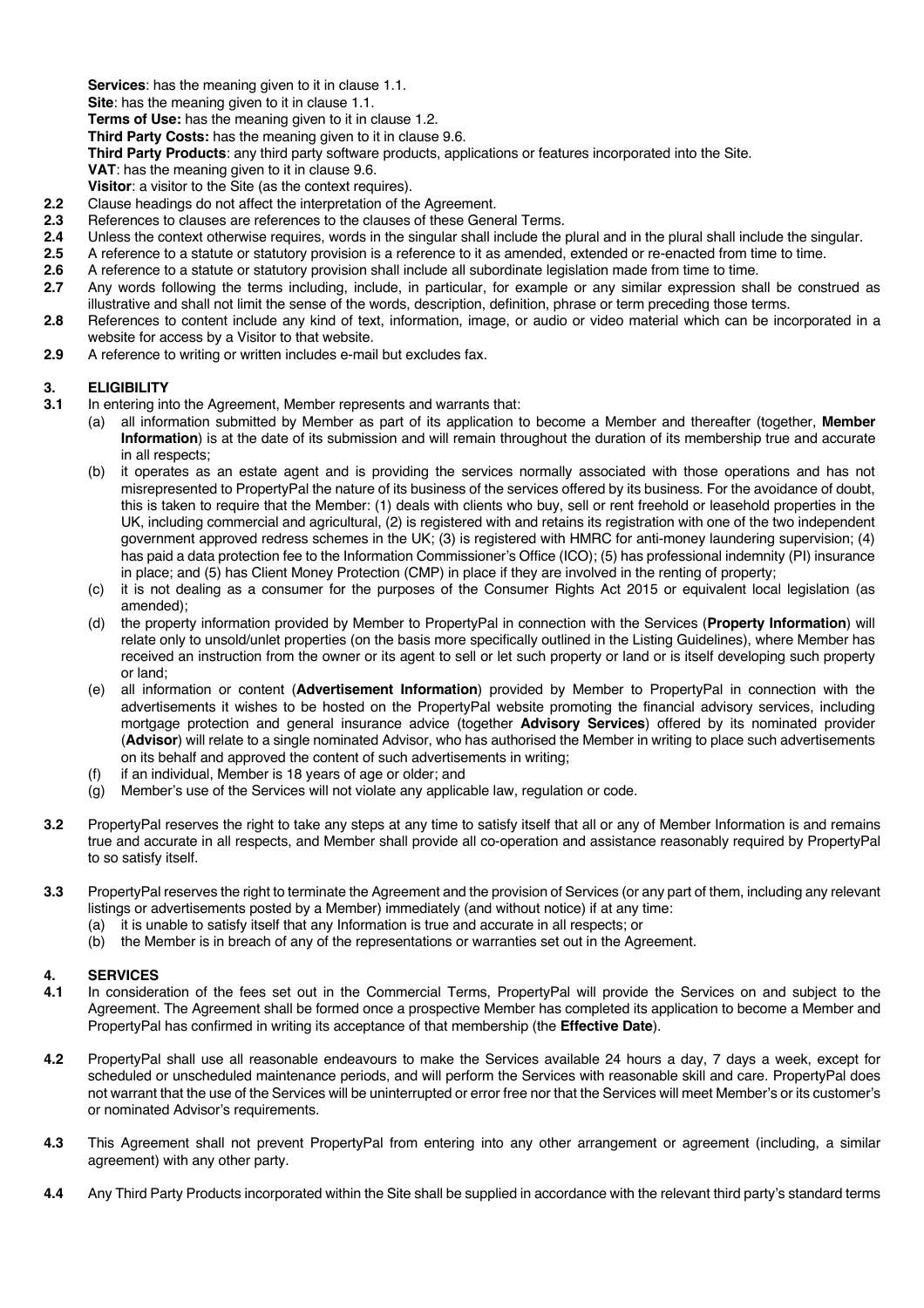**Services**: has the meaning given to it in clause 1.1.

**Site**: has the meaning given to it in clause 1.1.

**Terms of Use:** has the meaning given to it in clause 1.2.

**Third Party Costs:** has the meaning given to it in clause 9.6.

**Third Party Products**: any third party software products, applications or features incorporated into the Site.

**VAT**: has the meaning given to it in clause 9.6.

**Visitor**: a visitor to the Site (as the context requires).

**2.2** Clause headings do not affect the interpretation of the Agreement.

**2.3** References to clauses are references to the clauses of these General Terms.

**2.4** Unless the context otherwise requires, words in the singular shall include the plural and in the plural shall include the singular.

**2.5** A reference to a statute or statutory provision is a reference to it as amended, extended or re-enacted from time to time.

**2.6** A reference to a statute or statutory provision shall include all subordinate legislation made from time to time.

**2.7** Any words following the terms including, include, in particular, for example or any similar expression shall be construed as illustrative and shall not limit the sense of the words, description, definition, phrase or term preceding those terms.

**2.8** References to content include any kind of text, information, image, or audio or video material which can be incorporated in a website for access by a Visitor to that website.

**2.9** A reference to writing or written includes e-mail but excludes fax.

## 3. ELIGIBILITY

**3.1** In entering into the Agreement, Member represents and warrants that:

(a) all information submitted by Member as part of its application to become a Member and thereafter (together, **Member Information**) is at the date of its submission and will remain throughout the duration of its membership true and accurate in all respects;

(b) it operates as an estate agent and is providing the services normally associated with those operations and has not misrepresented to PropertyPal the nature of its business of the services offered by its business. For the avoidance of doubt, this is taken to require that the Member: (1) deals with clients who buy, sell or rent freehold or leasehold properties in the UK, including commercial and agricultural, (2) is registered with and retains its registration with one of the two independent government approved redress schemes in the UK; (3) is registered with HMRC for anti-money laundering supervision; (4) has paid a data protection fee to the Information Commissioner's Office (ICO); (5) has professional indemnity (PI) insurance in place; and (5) has Client Money Protection (CMP) in place if they are involved in the renting of property;

(c) it is not dealing as a consumer for the purposes of the Consumer Rights Act 2015 or equivalent local legislation (as amended);

(d) the property information provided by Member to PropertyPal in connection with the Services (**Property Information**) will relate only to unsold/unlet properties (on the basis more specifically outlined in the Listing Guidelines), where Member has received an instruction from the owner or its agent to sell or let such property or land or is itself developing such property or land;

(e) all information or content (**Advertisement Information**) provided by Member to PropertyPal in connection with the advertisements it wishes to be hosted on the PropertyPal website promoting the financial advisory services, including mortgage protection and general insurance advice (together **Advisory Services**) offered by its nominated provider (**Advisor**) will relate to a single nominated Advisor, who has authorised the Member in writing to place such advertisements on its behalf and approved the content of such advertisements in writing;

(f) if an individual, Member is 18 years of age or older; and

(g) Member's use of the Services will not violate any applicable law, regulation or code.

**3.2** PropertyPal reserves the right to take any steps at any time to satisfy itself that all or any of Member Information is and remains true and accurate in all respects, and Member shall provide all co-operation and assistance reasonably required by PropertyPal to so satisfy itself.

**3.3** PropertyPal reserves the right to terminate the Agreement and the provision of Services (or any part of them, including any relevant listings or advertisements posted by a Member) immediately (and without notice) if at any time:

(a) it is unable to satisfy itself that any Information is true and accurate in all respects; or

(b) the Member is in breach of any of the representations or warranties set out in the Agreement.

## 4. SERVICES

**4.1** In consideration of the fees set out in the Commercial Terms, PropertyPal will provide the Services on and subject to the Agreement. The Agreement shall be formed once a prospective Member has completed its application to become a Member and PropertyPal has confirmed in writing its acceptance of that membership (the **Effective Date**).

**4.2** PropertyPal shall use all reasonable endeavours to make the Services available 24 hours a day, 7 days a week, except for scheduled or unscheduled maintenance periods, and will perform the Services with reasonable skill and care. PropertyPal does not warrant that the use of the Services will be uninterrupted or error free nor that the Services will meet Member's or its customer's or nominated Advisor's requirements.

**4.3** This Agreement shall not prevent PropertyPal from entering into any other arrangement or agreement (including, a similar agreement) with any other party.

**4.4** Any Third Party Products incorporated within the Site shall be supplied in accordance with the relevant third party's standard terms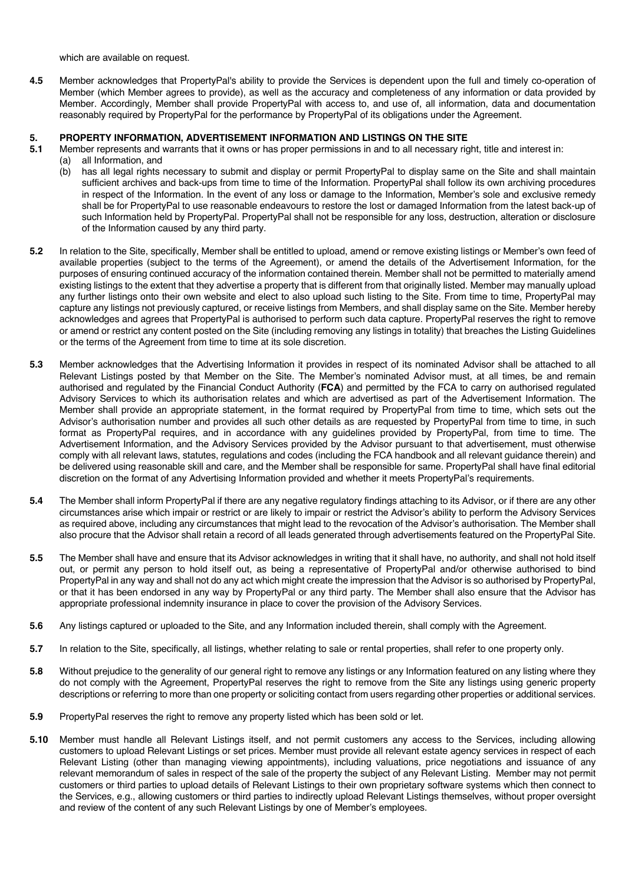which are available on request.

**4.5** Member acknowledges that PropertyPal's ability to provide the Services is dependent upon the full and timely co-operation of Member (which Member agrees to provide), as well as the accuracy and completeness of any information or data provided by Member. Accordingly, Member shall provide PropertyPal with access to, and use of, all information, data and documentation reasonably required by PropertyPal for the performance by PropertyPal of its obligations under the Agreement.

## 5. PROPERTY INFORMATION, ADVERTISEMENT INFORMATION AND LISTINGS ON THE SITE

**5.1** Member represents and warrants that it owns or has proper permissions in and to all necessary right, title and interest in:

(a) all Information, and

(b) has all legal rights necessary to submit and display or permit PropertyPal to display same on the Site and shall maintain sufficient archives and back-ups from time to time of the Information. PropertyPal shall follow its own archiving procedures in respect of the Information. In the event of any loss or damage to the Information, Member's sole and exclusive remedy shall be for PropertyPal to use reasonable endeavours to restore the lost or damaged Information from the latest back-up of such Information held by PropertyPal. PropertyPal shall not be responsible for any loss, destruction, alteration or disclosure of the Information caused by any third party.

**5.2** In relation to the Site, specifically, Member shall be entitled to upload, amend or remove existing listings or Member's own feed of available properties (subject to the terms of the Agreement), or amend the details of the Advertisement Information, for the purposes of ensuring continued accuracy of the information contained therein. Member shall not be permitted to materially amend existing listings to the extent that they advertise a property that is different from that originally listed. Member may manually upload any further listings onto their own website and elect to also upload such listing to the Site. From time to time, PropertyPal may capture any listings not previously captured, or receive listings from Members, and shall display same on the Site. Member hereby acknowledges and agrees that PropertyPal is authorised to perform such data capture. PropertyPal reserves the right to remove or amend or restrict any content posted on the Site (including removing any listings in totality) that breaches the Listing Guidelines or the terms of the Agreement from time to time at its sole discretion.

**5.3** Member acknowledges that the Advertising Information it provides in respect of its nominated Advisor shall be attached to all Relevant Listings posted by that Member on the Site. The Member's nominated Advisor must, at all times, be and remain authorised and regulated by the Financial Conduct Authority (**FCA**) and permitted by the FCA to carry on authorised regulated Advisory Services to which its authorisation relates and which are advertised as part of the Advertisement Information. The Member shall provide an appropriate statement, in the format required by PropertyPal from time to time, which sets out the Advisor's authorisation number and provides all such other details as are requested by PropertyPal from time to time, in such format as PropertyPal requires, and in accordance with any guidelines provided by PropertyPal, from time to time. The Advertisement Information, and the Advisory Services provided by the Advisor pursuant to that advertisement, must otherwise comply with all relevant laws, statutes, regulations and codes (including the FCA handbook and all relevant guidance therein) and be delivered using reasonable skill and care, and the Member shall be responsible for same. PropertyPal shall have final editorial discretion on the format of any Advertising Information provided and whether it meets PropertyPal's requirements.

**5.4** The Member shall inform PropertyPal if there are any negative regulatory findings attaching to its Advisor, or if there are any other circumstances arise which impair or restrict or are likely to impair or restrict the Advisor's ability to perform the Advisory Services as required above, including any circumstances that might lead to the revocation of the Advisor's authorisation. The Member shall also procure that the Advisor shall retain a record of all leads generated through advertisements featured on the PropertyPal Site.

**5.5** The Member shall have and ensure that its Advisor acknowledges in writing that it shall have, no authority, and shall not hold itself out, or permit any person to hold itself out, as being a representative of PropertyPal and/or otherwise authorised to bind PropertyPal in any way and shall not do any act which might create the impression that the Advisor is so authorised by PropertyPal, or that it has been endorsed in any way by PropertyPal or any third party. The Member shall also ensure that the Advisor has appropriate professional indemnity insurance in place to cover the provision of the Advisory Services.

**5.6** Any listings captured or uploaded to the Site, and any Information included therein, shall comply with the Agreement.

**5.7** In relation to the Site, specifically, all listings, whether relating to sale or rental properties, shall refer to one property only.

**5.8** Without prejudice to the generality of our general right to remove any listings or any Information featured on any listing where they do not comply with the Agreement, PropertyPal reserves the right to remove from the Site any listings using generic property descriptions or referring to more than one property or soliciting contact from users regarding other properties or additional services.

**5.9** PropertyPal reserves the right to remove any property listed which has been sold or let.

**5.10** Member must handle all Relevant Listings itself, and not permit customers any access to the Services, including allowing customers to upload Relevant Listings or set prices. Member must provide all relevant estate agency services in respect of each Relevant Listing (other than managing viewing appointments), including valuations, price negotiations and issuance of any relevant memorandum of sales in respect of the sale of the property the subject of any Relevant Listing. Member may not permit customers or third parties to upload details of Relevant Listings to their own proprietary software systems which then connect to the Services, e.g., allowing customers or third parties to indirectly upload Relevant Listings themselves, without proper oversight and review of the content of any such Relevant Listings by one of Member's employees.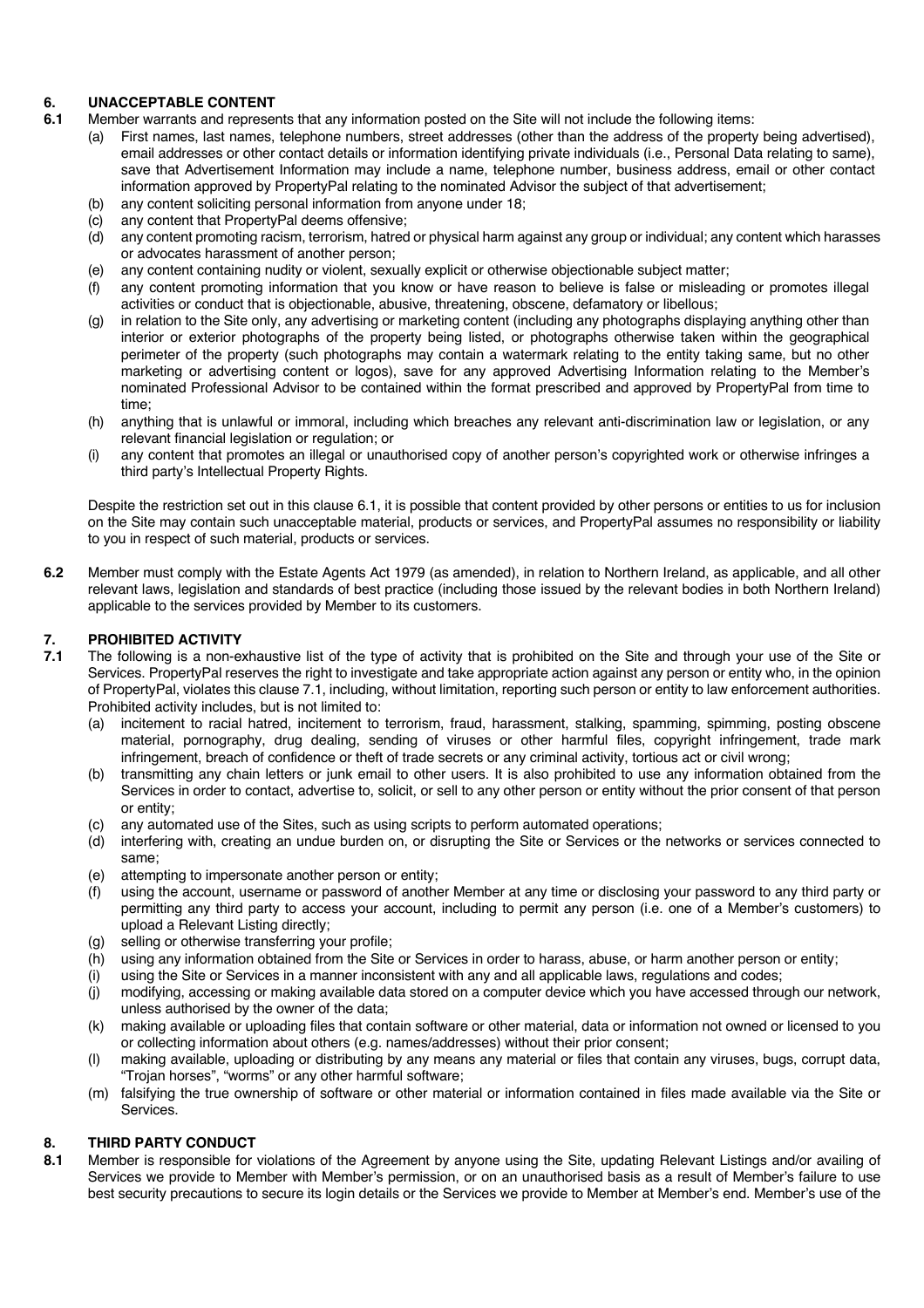## 6. UNACCEPTABLE CONTENT

**6.1** Member warrants and represents that any information posted on the Site will not include the following items:

(a) First names, last names, telephone numbers, street addresses (other than the address of the property being advertised), email addresses or other contact details or information identifying private individuals (i.e., Personal Data relating to same), save that Advertisement Information may include a name, telephone number, business address, email or other contact information approved by PropertyPal relating to the nominated Advisor the subject of that advertisement;

(b) any content soliciting personal information from anyone under 18;

(c) any content that PropertyPal deems offensive;

(d) any content promoting racism, terrorism, hatred or physical harm against any group or individual; any content which harasses or advocates harassment of another person;

(e) any content containing nudity or violent, sexually explicit or otherwise objectionable subject matter;

(f) any content promoting information that you know or have reason to believe is false or misleading or promotes illegal activities or conduct that is objectionable, abusive, threatening, obscene, defamatory or libellous;

(g) in relation to the Site only, any advertising or marketing content (including any photographs displaying anything other than interior or exterior photographs of the property being listed, or photographs otherwise taken within the geographical perimeter of the property (such photographs may contain a watermark relating to the entity taking same, but no other marketing or advertising content or logos), save for any approved Advertising Information relating to the Member's nominated Professional Advisor to be contained within the format prescribed and approved by PropertyPal from time to time;

(h) anything that is unlawful or immoral, including which breaches any relevant anti-discrimination law or legislation, or any relevant financial legislation or regulation; or

(i) any content that promotes an illegal or unauthorised copy of another person's copyrighted work or otherwise infringes a third party's Intellectual Property Rights.

Despite the restriction set out in this clause 6.1, it is possible that content provided by other persons or entities to us for inclusion on the Site may contain such unacceptable material, products or services, and PropertyPal assumes no responsibility or liability to you in respect of such material, products or services.

**6.2** Member must comply with the Estate Agents Act 1979 (as amended), in relation to Northern Ireland, as applicable, and all other relevant laws, legislation and standards of best practice (including those issued by the relevant bodies in both Northern Ireland) applicable to the services provided by Member to its customers.

## 7. PROHIBITED ACTIVITY

**7.1** The following is a non-exhaustive list of the type of activity that is prohibited on the Site and through your use of the Site or Services. PropertyPal reserves the right to investigate and take appropriate action against any person or entity who, in the opinion of PropertyPal, violates this clause 7.1, including, without limitation, reporting such person or entity to law enforcement authorities. Prohibited activity includes, but is not limited to:

(a) incitement to racial hatred, incitement to terrorism, fraud, harassment, stalking, spamming, spimming, posting obscene material, pornography, drug dealing, sending of viruses or other harmful files, copyright infringement, trade mark infringement, breach of confidence or theft of trade secrets or any criminal activity, tortious act or civil wrong;

(b) transmitting any chain letters or junk email to other users. It is also prohibited to use any information obtained from the Services in order to contact, advertise to, solicit, or sell to any other person or entity without the prior consent of that person or entity;

(c) any automated use of the Sites, such as using scripts to perform automated operations;

(d) interfering with, creating an undue burden on, or disrupting the Site or Services or the networks or services connected to same;

(e) attempting to impersonate another person or entity;

(f) using the account, username or password of another Member at any time or disclosing your password to any third party or permitting any third party to access your account, including to permit any person (i.e. one of a Member's customers) to upload a Relevant Listing directly;

(g) selling or otherwise transferring your profile;

(h) using any information obtained from the Site or Services in order to harass, abuse, or harm another person or entity;

(i) using the Site or Services in a manner inconsistent with any and all applicable laws, regulations and codes;

(j) modifying, accessing or making available data stored on a computer device which you have accessed through our network, unless authorised by the owner of the data;

(k) making available or uploading files that contain software or other material, data or information not owned or licensed to you or collecting information about others (e.g. names/addresses) without their prior consent;

(l) making available, uploading or distributing by any means any material or files that contain any viruses, bugs, corrupt data, "Trojan horses", "worms" or any other harmful software;

(m) falsifying the true ownership of software or other material or information contained in files made available via the Site or Services.

## 8. THIRD PARTY CONDUCT

**8.1** Member is responsible for violations of the Agreement by anyone using the Site, updating Relevant Listings and/or availing of Services we provide to Member with Member's permission, or on an unauthorised basis as a result of Member's failure to use best security precautions to secure its login details or the Services we provide to Member at Member's end. Member's use of the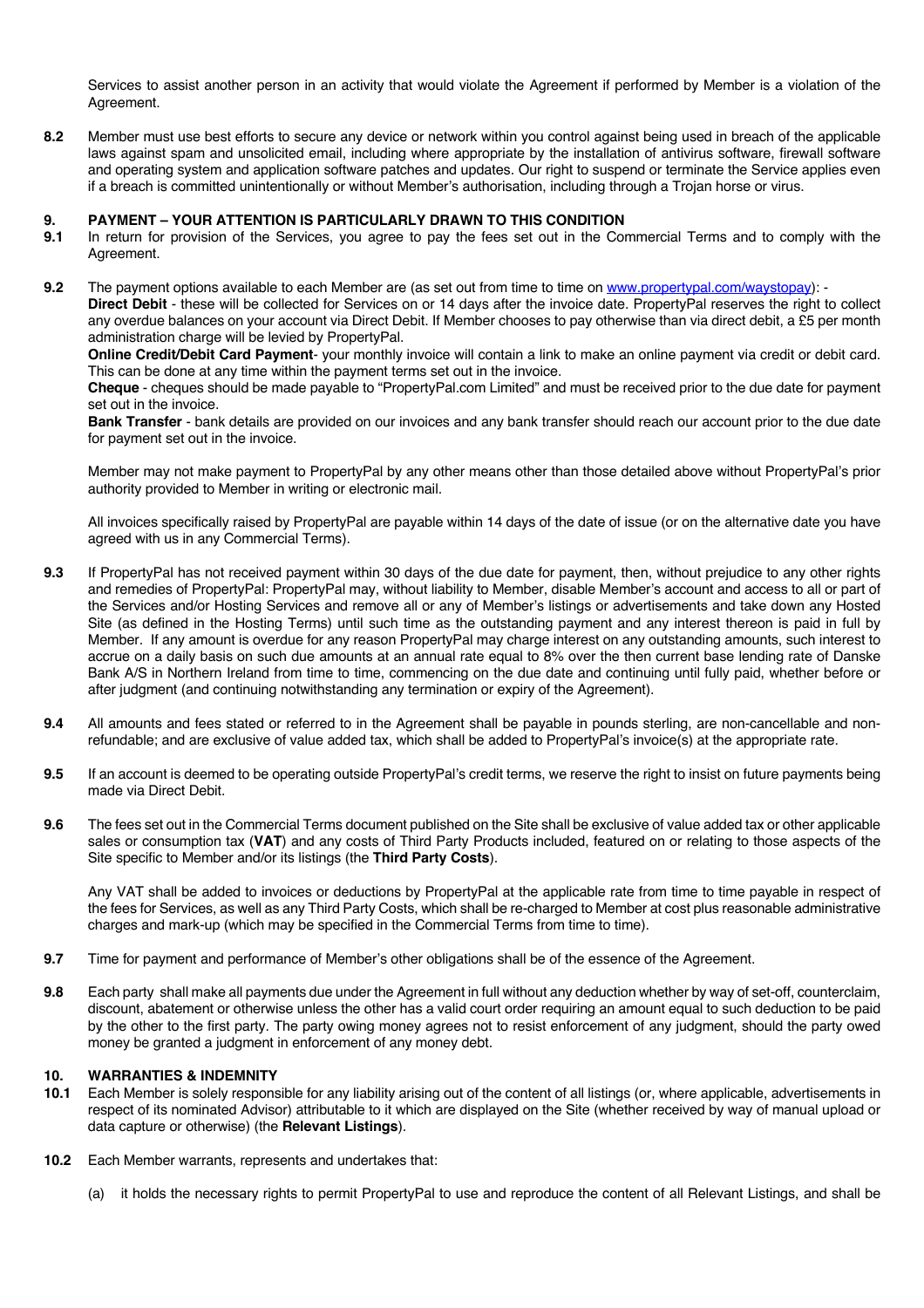Services to assist another person in an activity that would violate the Agreement if performed by Member is a violation of the Agreement.

**8.2** Member must use best efforts to secure any device or network within you control against being used in breach of the applicable laws against spam and unsolicited email, including where appropriate by the installation of antivirus software, firewall software and operating system and application software patches and updates. Our right to suspend or terminate the Service applies even if a breach is committed unintentionally or without Member's authorisation, including through a Trojan horse or virus.

## 9. PAYMENT – YOUR ATTENTION IS PARTICULARLY DRAWN TO THIS CONDITION

**9.1** In return for provision of the Services, you agree to pay the fees set out in the Commercial Terms and to comply with the Agreement.

**9.2** The payment options available to each Member are (as set out from time to time on www.propertypal.com/waystopay): -

**Direct Debit** - these will be collected for Services on or 14 days after the invoice date. PropertyPal reserves the right to collect any overdue balances on your account via Direct Debit. If Member chooses to pay otherwise than via direct debit, a £5 per month administration charge will be levied by PropertyPal.

**Online Credit/Debit Card Payment**- your monthly invoice will contain a link to make an online payment via credit or debit card. This can be done at any time within the payment terms set out in the invoice.

**Cheque** - cheques should be made payable to "PropertyPal.com Limited" and must be received prior to the due date for payment set out in the invoice.

**Bank Transfer** - bank details are provided on our invoices and any bank transfer should reach our account prior to the due date for payment set out in the invoice.

Member may not make payment to PropertyPal by any other means other than those detailed above without PropertyPal's prior authority provided to Member in writing or electronic mail.

All invoices specifically raised by PropertyPal are payable within 14 days of the date of issue (or on the alternative date you have agreed with us in any Commercial Terms).

**9.3** If PropertyPal has not received payment within 30 days of the due date for payment, then, without prejudice to any other rights and remedies of PropertyPal: PropertyPal may, without liability to Member, disable Member's account and access to all or part of the Services and/or Hosting Services and remove all or any of Member's listings or advertisements and take down any Hosted Site (as defined in the Hosting Terms) until such time as the outstanding payment and any interest thereon is paid in full by Member. If any amount is overdue for any reason PropertyPal may charge interest on any outstanding amounts, such interest to accrue on a daily basis on such due amounts at an annual rate equal to 8% over the then current base lending rate of Danske Bank A/S in Northern Ireland from time to time, commencing on the due date and continuing until fully paid, whether before or after judgment (and continuing notwithstanding any termination or expiry of the Agreement).

**9.4** All amounts and fees stated or referred to in the Agreement shall be payable in pounds sterling, are non-cancellable and non-refundable; and are exclusive of value added tax, which shall be added to PropertyPal's invoice(s) at the appropriate rate.

**9.5** If an account is deemed to be operating outside PropertyPal's credit terms, we reserve the right to insist on future payments being made via Direct Debit.

**9.6** The fees set out in the Commercial Terms document published on the Site shall be exclusive of value added tax or other applicable sales or consumption tax (**VAT**) and any costs of Third Party Products included, featured on or relating to those aspects of the Site specific to Member and/or its listings (the **Third Party Costs**).

Any VAT shall be added to invoices or deductions by PropertyPal at the applicable rate from time to time payable in respect of the fees for Services, as well as any Third Party Costs, which shall be re-charged to Member at cost plus reasonable administrative charges and mark-up (which may be specified in the Commercial Terms from time to time).

**9.7** Time for payment and performance of Member's other obligations shall be of the essence of the Agreement.

**9.8** Each party shall make all payments due under the Agreement in full without any deduction whether by way of set-off, counterclaim, discount, abatement or otherwise unless the other has a valid court order requiring an amount equal to such deduction to be paid by the other to the first party. The party owing money agrees not to resist enforcement of any judgment, should the party owed money be granted a judgment in enforcement of any money debt.

## 10. WARRANTIES & INDEMNITY

**10.1** Each Member is solely responsible for any liability arising out of the content of all listings (or, where applicable, advertisements in respect of its nominated Advisor) attributable to it which are displayed on the Site (whether received by way of manual upload or data capture or otherwise) (the **Relevant Listings**).

**10.2** Each Member warrants, represents and undertakes that:

(a) it holds the necessary rights to permit PropertyPal to use and reproduce the content of all Relevant Listings, and shall be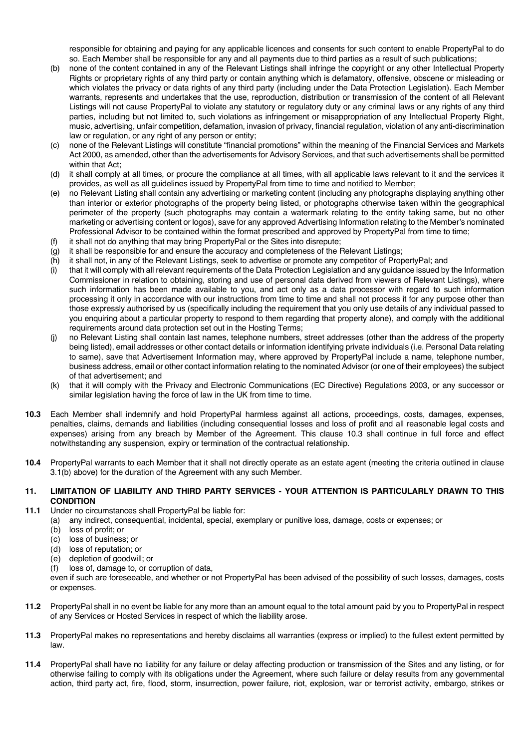responsible for obtaining and paying for any applicable licences and consents for such content to enable PropertyPal to do so. Each Member shall be responsible for any and all payments due to third parties as a result of such publications;

(b) none of the content contained in any of the Relevant Listings shall infringe the copyright or any other Intellectual Property Rights or proprietary rights of any third party or contain anything which is defamatory, offensive, obscene or misleading or which violates the privacy or data rights of any third party (including under the Data Protection Legislation). Each Member warrants, represents and undertakes that the use, reproduction, distribution or transmission of the content of all Relevant Listings will not cause PropertyPal to violate any statutory or regulatory duty or any criminal laws or any rights of any third parties, including but not limited to, such violations as infringement or misappropriation of any Intellectual Property Right, music, advertising, unfair competition, defamation, invasion of privacy, financial regulation, violation of any anti-discrimination law or regulation, or any right of any person or entity;

(c) none of the Relevant Listings will constitute "financial promotions" within the meaning of the Financial Services and Markets Act 2000, as amended, other than the advertisements for Advisory Services, and that such advertisements shall be permitted within that Act;

(d) it shall comply at all times, or procure the compliance at all times, with all applicable laws relevant to it and the services it provides, as well as all guidelines issued by PropertyPal from time to time and notified to Member;

(e) no Relevant Listing shall contain any advertising or marketing content (including any photographs displaying anything other than interior or exterior photographs of the property being listed, or photographs otherwise taken within the geographical perimeter of the property (such photographs may contain a watermark relating to the entity taking same, but no other marketing or advertising content or logos), save for any approved Advertising Information relating to the Member's nominated Professional Advisor to be contained within the format prescribed and approved by PropertyPal from time to time;

(f) it shall not do anything that may bring PropertyPal or the Sites into disrepute;

(g) it shall be responsible for and ensure the accuracy and completeness of the Relevant Listings;

(h) it shall not, in any of the Relevant Listings, seek to advertise or promote any competitor of PropertyPal; and

(i) that it will comply with all relevant requirements of the Data Protection Legislation and any guidance issued by the Information Commissioner in relation to obtaining, storing and use of personal data derived from viewers of Relevant Listings), where such information has been made available to you, and act only as a data processor with regard to such information processing it only in accordance with our instructions from time to time and shall not process it for any purpose other than those expressly authorised by us (specifically including the requirement that you only use details of any individual passed to you enquiring about a particular property to respond to them regarding that property alone), and comply with the additional requirements around data protection set out in the Hosting Terms;

(j) no Relevant Listing shall contain last names, telephone numbers, street addresses (other than the address of the property being listed), email addresses or other contact details or information identifying private individuals (i.e. Personal Data relating to same), save that Advertisement Information may, where approved by PropertyPal include a name, telephone number, business address, email or other contact information relating to the nominated Advisor (or one of their employees) the subject of that advertisement; and

(k) that it will comply with the Privacy and Electronic Communications (EC Directive) Regulations 2003, or any successor or similar legislation having the force of law in the UK from time to time.

**10.3** Each Member shall indemnify and hold PropertyPal harmless against all actions, proceedings, costs, damages, expenses, penalties, claims, demands and liabilities (including consequential losses and loss of profit and all reasonable legal costs and expenses) arising from any breach by Member of the Agreement. This clause 10.3 shall continue in full force and effect notwithstanding any suspension, expiry or termination of the contractual relationship.

**10.4** PropertyPal warrants to each Member that it shall not directly operate as an estate agent (meeting the criteria outlined in clause 3.1(b) above) for the duration of the Agreement with any such Member.

## 11. LIMITATION OF LIABILITY AND THIRD PARTY SERVICES - YOUR ATTENTION IS PARTICULARLY DRAWN TO THIS CONDITION

**11.1** Under no circumstances shall PropertyPal be liable for:

(a) any indirect, consequential, incidental, special, exemplary or punitive loss, damage, costs or expenses; or
(b) loss of profit; or
(c) loss of business; or
(d) loss of reputation; or
(e) depletion of goodwill; or
(f) loss of, damage to, or corruption of data,

even if such are foreseeable, and whether or not PropertyPal has been advised of the possibility of such losses, damages, costs or expenses.

**11.2** PropertyPal shall in no event be liable for any more than an amount equal to the total amount paid by you to PropertyPal in respect of any Services or Hosted Services in respect of which the liability arose.

**11.3** PropertyPal makes no representations and hereby disclaims all warranties (express or implied) to the fullest extent permitted by law.

**11.4** PropertyPal shall have no liability for any failure or delay affecting production or transmission of the Sites and any listing, or for otherwise failing to comply with its obligations under the Agreement, where such failure or delay results from any governmental action, third party act, fire, flood, storm, insurrection, power failure, riot, explosion, war or terrorist activity, embargo, strikes or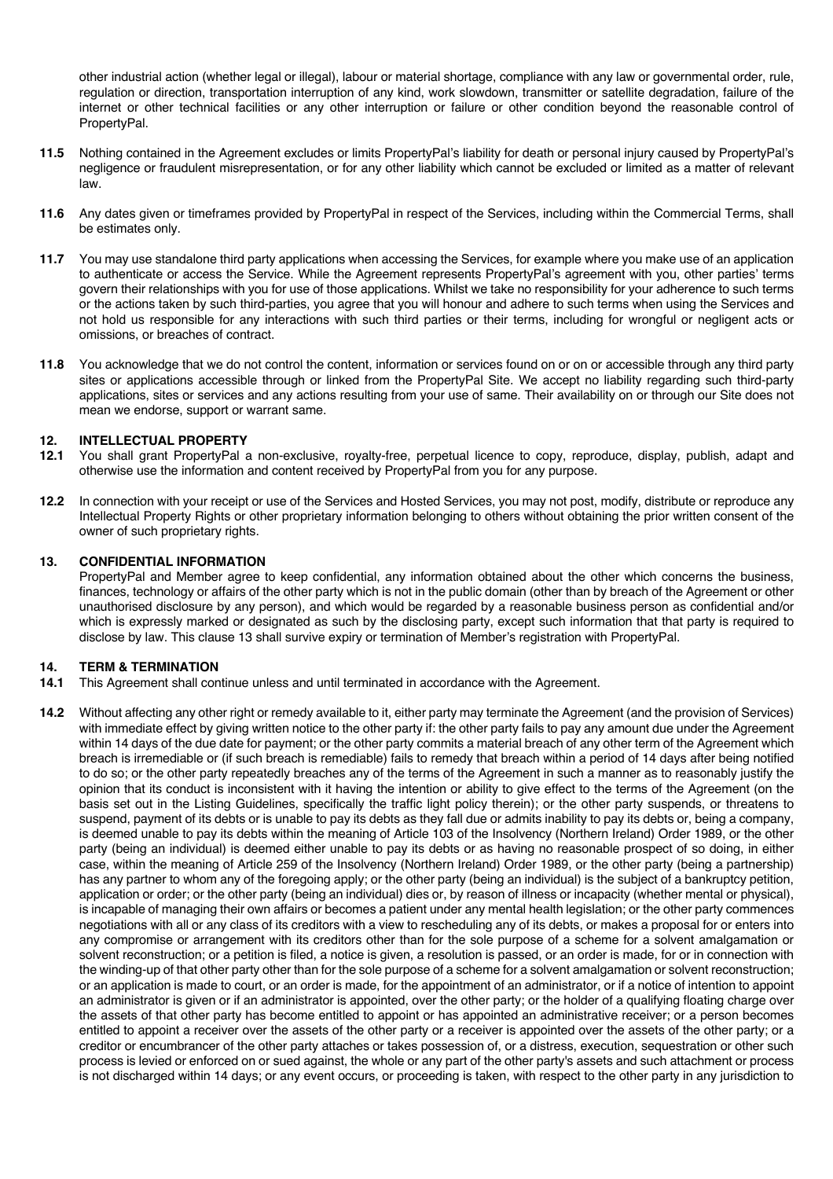other industrial action (whether legal or illegal), labour or material shortage, compliance with any law or governmental order, rule, regulation or direction, transportation interruption of any kind, work slowdown, transmitter or satellite degradation, failure of the internet or other technical facilities or any other interruption or failure or other condition beyond the reasonable control of PropertyPal.

**11.5** Nothing contained in the Agreement excludes or limits PropertyPal's liability for death or personal injury caused by PropertyPal's negligence or fraudulent misrepresentation, or for any other liability which cannot be excluded or limited as a matter of relevant law.

**11.6** Any dates given or timeframes provided by PropertyPal in respect of the Services, including within the Commercial Terms, shall be estimates only.

**11.7** You may use standalone third party applications when accessing the Services, for example where you make use of an application to authenticate or access the Service. While the Agreement represents PropertyPal's agreement with you, other parties' terms govern their relationships with you for use of those applications. Whilst we take no responsibility for your adherence to such terms or the actions taken by such third-parties, you agree that you will honour and adhere to such terms when using the Services and not hold us responsible for any interactions with such third parties or their terms, including for wrongful or negligent acts or omissions, or breaches of contract.

**11.8** You acknowledge that we do not control the content, information or services found on or on or accessible through any third party sites or applications accessible through or linked from the PropertyPal Site. We accept no liability regarding such third-party applications, sites or services and any actions resulting from your use of same. Their availability on or through our Site does not mean we endorse, support or warrant same.

## 12. INTELLECTUAL PROPERTY

**12.1** You shall grant PropertyPal a non-exclusive, royalty-free, perpetual licence to copy, reproduce, display, publish, adapt and otherwise use the information and content received by PropertyPal from you for any purpose.

**12.2** In connection with your receipt or use of the Services and Hosted Services, you may not post, modify, distribute or reproduce any Intellectual Property Rights or other proprietary information belonging to others without obtaining the prior written consent of the owner of such proprietary rights.

## 13. CONFIDENTIAL INFORMATION

PropertyPal and Member agree to keep confidential, any information obtained about the other which concerns the business, finances, technology or affairs of the other party which is not in the public domain (other than by breach of the Agreement or other unauthorised disclosure by any person), and which would be regarded by a reasonable business person as confidential and/or which is expressly marked or designated as such by the disclosing party, except such information that that party is required to disclose by law. This clause 13 shall survive expiry or termination of Member's registration with PropertyPal.

## 14. TERM & TERMINATION

**14.1** This Agreement shall continue unless and until terminated in accordance with the Agreement.

**14.2** Without affecting any other right or remedy available to it, either party may terminate the Agreement (and the provision of Services) with immediate effect by giving written notice to the other party if: the other party fails to pay any amount due under the Agreement within 14 days of the due date for payment; or the other party commits a material breach of any other term of the Agreement which breach is irremediable or (if such breach is remediable) fails to remedy that breach within a period of 14 days after being notified to do so; or the other party repeatedly breaches any of the terms of the Agreement in such a manner as to reasonably justify the opinion that its conduct is inconsistent with it having the intention or ability to give effect to the terms of the Agreement (on the basis set out in the Listing Guidelines, specifically the traffic light policy therein); or the other party suspends, or threatens to suspend, payment of its debts or is unable to pay its debts as they fall due or admits inability to pay its debts or, being a company, is deemed unable to pay its debts within the meaning of Article 103 of the Insolvency (Northern Ireland) Order 1989, or the other party (being an individual) is deemed either unable to pay its debts or as having no reasonable prospect of so doing, in either case, within the meaning of Article 259 of the Insolvency (Northern Ireland) Order 1989, or the other party (being a partnership) has any partner to whom any of the foregoing apply; or the other party (being an individual) is the subject of a bankruptcy petition, application or order; or the other party (being an individual) dies or, by reason of illness or incapacity (whether mental or physical), is incapable of managing their own affairs or becomes a patient under any mental health legislation; or the other party commences negotiations with all or any class of its creditors with a view to rescheduling any of its debts, or makes a proposal for or enters into any compromise or arrangement with its creditors other than for the sole purpose of a scheme for a solvent amalgamation or solvent reconstruction; or a petition is filed, a notice is given, a resolution is passed, or an order is made, for or in connection with the winding-up of that other party other than for the sole purpose of a scheme for a solvent amalgamation or solvent reconstruction; or an application is made to court, or an order is made, for the appointment of an administrator, or if a notice of intention to appoint an administrator is given or if an administrator is appointed, over the other party; or the holder of a qualifying floating charge over the assets of that other party has become entitled to appoint or has appointed an administrative receiver; or a person becomes entitled to appoint a receiver over the assets of the other party or a receiver is appointed over the assets of the other party; or a creditor or encumbrancer of the other party attaches or takes possession of, or a distress, execution, sequestration or other such process is levied or enforced on or sued against, the whole or any part of the other party's assets and such attachment or process is not discharged within 14 days; or any event occurs, or proceeding is taken, with respect to the other party in any jurisdiction to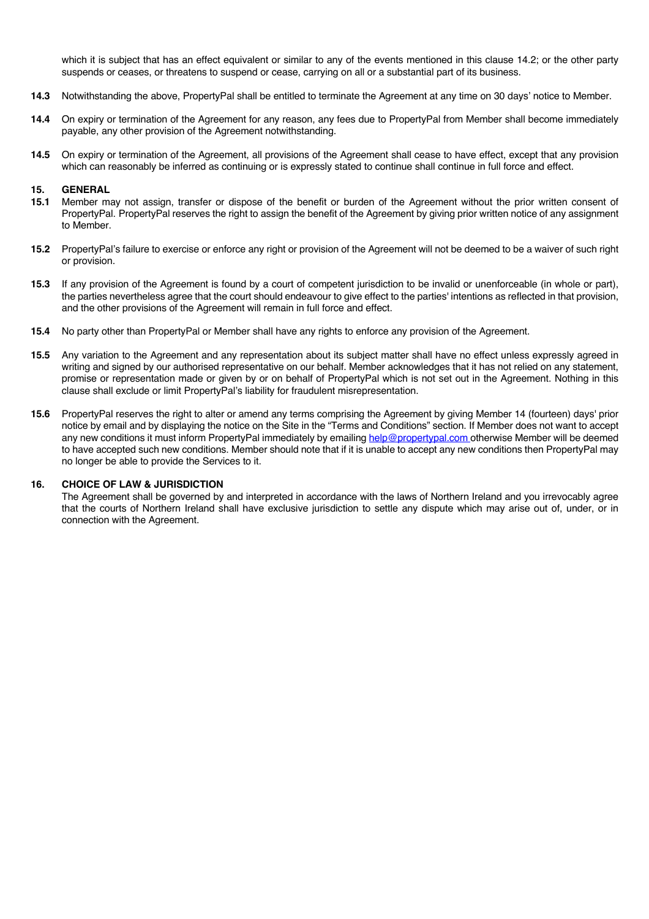which it is subject that has an effect equivalent or similar to any of the events mentioned in this clause 14.2; or the other party suspends or ceases, or threatens to suspend or cease, carrying on all or a substantial part of its business.

**14.3** Notwithstanding the above, PropertyPal shall be entitled to terminate the Agreement at any time on 30 days' notice to Member.

**14.4** On expiry or termination of the Agreement for any reason, any fees due to PropertyPal from Member shall become immediately payable, any other provision of the Agreement notwithstanding.

**14.5** On expiry or termination of the Agreement, all provisions of the Agreement shall cease to have effect, except that any provision which can reasonably be inferred as continuing or is expressly stated to continue shall continue in full force and effect.

## 15. GENERAL

**15.1** Member may not assign, transfer or dispose of the benefit or burden of the Agreement without the prior written consent of PropertyPal. PropertyPal reserves the right to assign the benefit of the Agreement by giving prior written notice of any assignment to Member.

**15.2** PropertyPal's failure to exercise or enforce any right or provision of the Agreement will not be deemed to be a waiver of such right or provision.

**15.3** If any provision of the Agreement is found by a court of competent jurisdiction to be invalid or unenforceable (in whole or part), the parties nevertheless agree that the court should endeavour to give effect to the parties' intentions as reflected in that provision, and the other provisions of the Agreement will remain in full force and effect.

**15.4** No party other than PropertyPal or Member shall have any rights to enforce any provision of the Agreement.

**15.5** Any variation to the Agreement and any representation about its subject matter shall have no effect unless expressly agreed in writing and signed by our authorised representative on our behalf. Member acknowledges that it has not relied on any statement, promise or representation made or given by or on behalf of PropertyPal which is not set out in the Agreement. Nothing in this clause shall exclude or limit PropertyPal's liability for fraudulent misrepresentation.

**15.6** PropertyPal reserves the right to alter or amend any terms comprising the Agreement by giving Member 14 (fourteen) days' prior notice by email and by displaying the notice on the Site in the "Terms and Conditions" section. If Member does not want to accept any new conditions it must inform PropertyPal immediately by emailing help@propertypal.com otherwise Member will be deemed to have accepted such new conditions. Member should note that if it is unable to accept any new conditions then PropertyPal may no longer be able to provide the Services to it.

## 16. CHOICE OF LAW & JURISDICTION

The Agreement shall be governed by and interpreted in accordance with the laws of Northern Ireland and you irrevocably agree that the courts of Northern Ireland shall have exclusive jurisdiction to settle any dispute which may arise out of, under, or in connection with the Agreement.